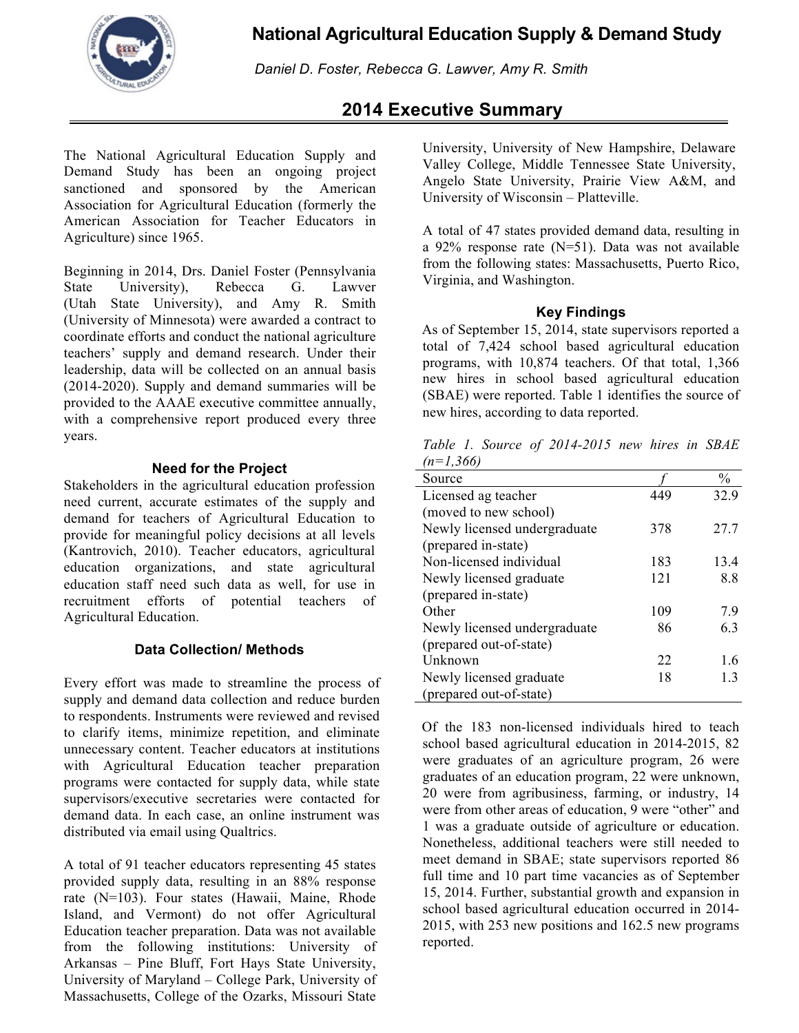# National Agricultural Education Supply & Demand Study

*Daniel D. Foster, Rebecca G. Lawver, Amy R. Smith*

## 2014 Executive Summary

The National Agricultural Education Supply and Demand Study has been an ongoing project sanctioned and sponsored by the American Association for Agricultural Education (formerly the American Association for Teacher Educators in Agriculture) since 1965.

Beginning in 2014, Drs. Daniel Foster (Pennsylvania State University), Rebecca G. Lawver (Utah State University), and Amy R. Smith (University of Minnesota) were awarded a contract to coordinate efforts and conduct the national agriculture teachers' supply and demand research. Under their leadership, data will be collected on an annual basis (2014-2020). Supply and demand summaries will be provided to the AAAE executive committee annually, with a comprehensive report produced every three years.

### Need for the Project

Stakeholders in the agricultural education profession need current, accurate estimates of the supply and the demand for teachers of Agricultural Education to provide for meaningful policy decisions at all levels (Kantrovich, 2010). Teacher educators, agricultural education organizations, and state agricultural education staff need such data as well, for use in recruitment efforts of potential teachers of Agricultural Education.

### Data Collection/ Methods

Every effort was made to streamline the process of supply and demand data collection and reduce burden to respondents. Instruments were reviewed and revised to clarify items, minimize repetition, and eliminate unnecessary content. Teacher educators at institutions with Agricultural Education teacher preparation programs were contacted for supply data, while state supervisors/executive secretaries were contacted for demand data. In each case, an online instrument was distributed via email using Qualtrics.

A total of 91 teacher educators representing 45 states provided supply data, resulting in an 88% response rate (N=103). Four states (Hawaii, Maine, Rhode Island, and Vermont) do not offer Agricultural Education teacher preparation. Data was not available from the following institutions: University of Arkansas – Pine Bluff, Fort Hays State University, University of Maryland – College Park, University of Massachusetts, College of the Ozarks, Missouri State University, University of New Hampshire, Delaware Valley College, Middle Tennessee State University, Angelo State University, Prairie View A&M, and University of Wisconsin – Platteville.

A total of 47 states provided demand data, resulting in a 92% response rate (N=51). Data was not available from the following states: Massachusetts, Puerto Rico, Virginia, and Washington.

### Key Findings

As of September 15, 2014, state supervisors reported a total of 7,424 school based agricultural education programs, with 10,874 teachers. Of that total, 1,366 new hires in school based agricultural education (SBAE) were reported. Table 1 identifies the source of new hires, according to data reported.

*Table 1. Source of 2014-2015 new hires in SBAE (n=1,366)*

| Source | *f* | % |
|---|---|---|
| Licensed ag teacher (moved to new school) | 449 | 32.9 |
| Newly licensed undergraduate (prepared in-state) | 378 | 27.7 |
| Non-licensed individual | 183 | 13.4 |
| Newly licensed graduate (prepared in-state) | 121 | 8.8 |
| Other | 109 | 7.9 |
| Newly licensed undergraduate (prepared out-of-state) | 86 | 6.3 |
| Unknown | 22 | 1.6 |
| Newly licensed graduate (prepared out-of-state) | 18 | 1.3 |

Of the 183 non-licensed individuals hired to teach school based agricultural education in 2014-2015, 82 were graduates of an agriculture program, 26 were graduates of an education program, 22 were unknown, 20 were from agribusiness, farming, or industry, 14 were from other areas of education, 9 were "other" and 1 was a graduate outside of agriculture or education. Nonetheless, additional teachers were still needed to meet demand in SBAE; state supervisors reported 86 full time and 10 part time vacancies as of September 15, 2014. Further, substantial growth and expansion in school based agricultural education occurred in 2014-2015, with 253 new positions and 162.5 new programs reported.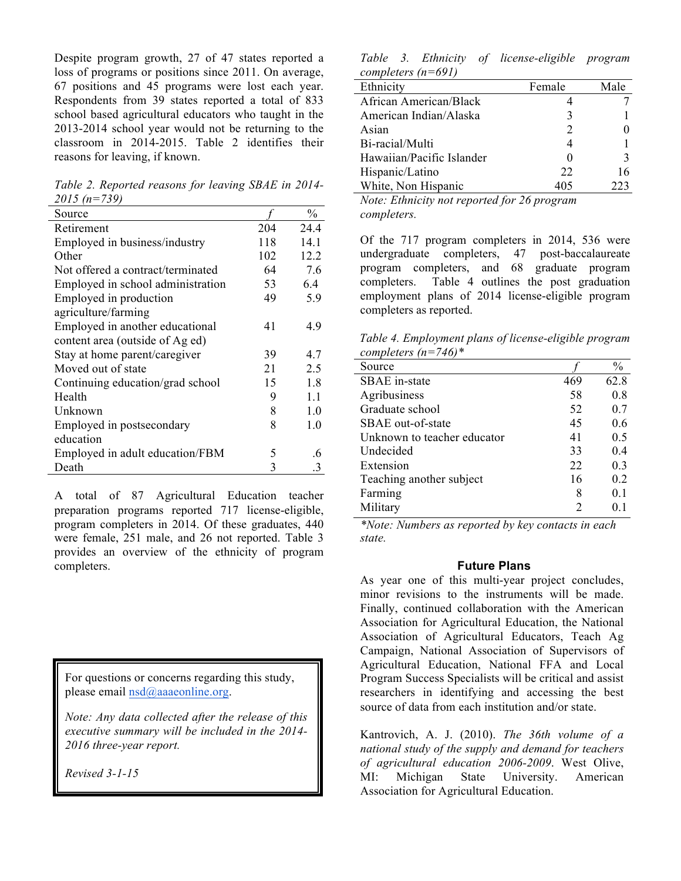Despite program growth, 27 of 47 states reported a loss of programs or positions since 2011. On average, 67 positions and 45 programs were lost each year. Respondents from 39 states reported a total of 833 school based agricultural educators who taught in the 2013-2014 school year would not be returning to the classroom in 2014-2015. Table 2 identifies their reasons for leaving, if known.

*Table 2. Reported reasons for leaving SBAE in 2014-2015 (n=739)*

| Source | *f* | % |
|---|---|---|
| Retirement | 204 | 24.4 |
| Employed in business/industry | 118 | 14.1 |
| Other | 102 | 12.2 |
| Not offered a contract/terminated | 64 | 7.6 |
| Employed in school administration | 53 | 6.4 |
| Employed in production agriculture/farming | 49 | 5.9 |
| Employed in another educational content area (outside of Ag ed) | 41 | 4.9 |
| Stay at home parent/caregiver | 39 | 4.7 |
| Moved out of state | 21 | 2.5 |
| Continuing education/grad school | 15 | 1.8 |
| Health | 9 | 1.1 |
| Unknown | 8 | 1.0 |
| Employed in postsecondary education | 8 | 1.0 |
| Employed in adult education/FBM | 5 | .6 |
| Death | 3 | .3 |

A total of 87 Agricultural Education teacher preparation programs reported 717 license-eligible, program completers in 2014. Of these graduates, 440 were female, 251 male, and 26 not reported. Table 3 provides an overview of the ethnicity of program completers.

> For questions or concerns regarding this study, please email nsd@aaaeonline.org.
>
> *Note: Any data collected after the release of this executive summary will be included in the 2014-2016 three-year report.*
>
> *Revised 3-1-15*

*Table 3. Ethnicity of license-eligible program completers (n=691)*

| Ethnicity | Female | Male |
|---|---|---|
| African American/Black | 4 | 7 |
| American Indian/Alaska | 3 | 1 |
| Asian | 2 | 0 |
| Bi-racial/Multi | 4 | 1 |
| Hawaiian/Pacific Islander | 0 | 3 |
| Hispanic/Latino | 22 | 16 |
| White, Non Hispanic | 405 | 223 |

*Note: Ethnicity not reported for 26 program completers.*

Of the 717 program completers in 2014, 536 were undergraduate completers, 47 post-baccalaureate program completers, and 68 graduate program completers. Table 4 outlines the post graduation employment plans of 2014 license-eligible program completers as reported.

*Table 4. Employment plans of license-eligible program completers (n=746)\**

| Source | *f* | % |
|---|---|---|
| SBAE in-state | 469 | 62.8 |
| Agribusiness | 58 | 0.8 |
| Graduate school | 52 | 0.7 |
| SBAE out-of-state | 45 | 0.6 |
| Unknown to teacher educator | 41 | 0.5 |
| Undecided | 33 | 0.4 |
| Extension | 22 | 0.3 |
| Teaching another subject | 16 | 0.2 |
| Farming | 8 | 0.1 |
| Military | 2 | 0.1 |

*\*Note: Numbers as reported by key contacts in each state.*

## Future Plans

As year one of this multi-year project concludes, minor revisions to the instruments will be made. Finally, continued collaboration with the American Association for Agricultural Education, the National Association of Agricultural Educators, Teach Ag Campaign, National Association of Supervisors of Agricultural Education, National FFA and Local Program Success Specialists will be critical and assist researchers in identifying and accessing the best source of data from each institution and/or state.

Kantrovich, A. J. (2010). *The 36th volume of a national study of the supply and demand for teachers of agricultural education 2006-2009*. West Olive, MI: Michigan State University. American Association for Agricultural Education.